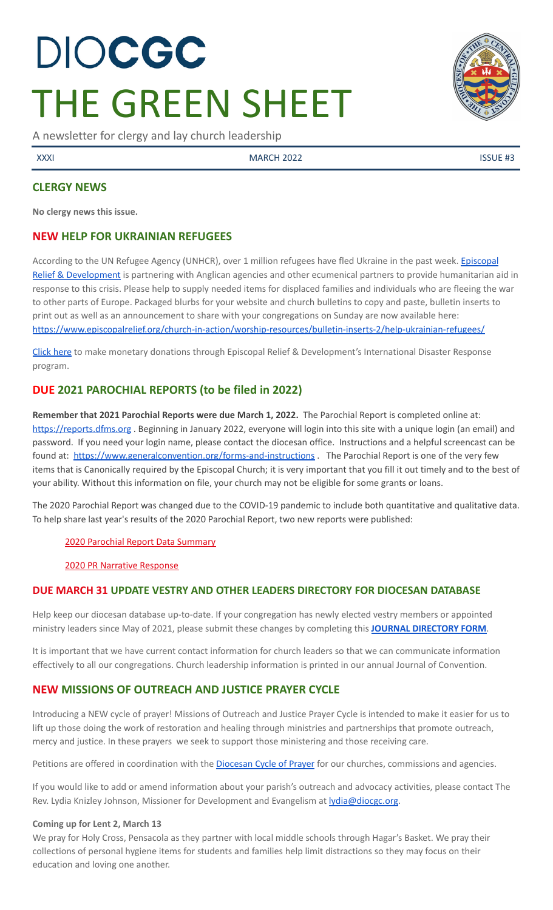# DIOCGC
# THE GREEN SHEET

A newsletter for clergy and lay church leadership

XXXI MARCH 2022 ISSUE #3

## CLERGY NEWS

**No clergy news this issue.**

## NEW HELP FOR UKRAINIAN REFUGEES

According to the UN Refugee Agency (UNHCR), over 1 million refugees have fled Ukraine in the past week. Episcopal Relief & Development is partnering with Anglican agencies and other ecumenical partners to provide humanitarian aid in response to this crisis. Please help to supply needed items for displaced families and individuals who are fleeing the war to other parts of Europe. Packaged blurbs for your website and church bulletins to copy and paste, bulletin inserts to print out as well as an announcement to share with your congregations on Sunday are now available here: https://www.episcopalrelief.org/church-in-action/worship-resources/bulletin-inserts-2/help-ukrainian-refugees/

Click here to make monetary donations through Episcopal Relief & Development's International Disaster Response program.

## DUE 2021 PAROCHIAL REPORTS (to be filed in 2022)

**Remember that 2021 Parochial Reports were due March 1, 2022.** The Parochial Report is completed online at: https://reports.dfms.org . Beginning in January 2022, everyone will login into this site with a unique login (an email) and password. If you need your login name, please contact the diocesan office. Instructions and a helpful screencast can be found at: https://www.generalconvention.org/forms-and-instructions . The Parochial Report is one of the very few items that is Canonically required by the Episcopal Church; it is very important that you fill it out timely and to the best of your ability. Without this information on file, your church may not be eligible for some grants or loans.

The 2020 Parochial Report was changed due to the COVID-19 pandemic to include both quantitative and qualitative data. To help share last year's results of the 2020 Parochial Report, two new reports were published:

2020 Parochial Report Data Summary

2020 PR Narrative Response

### DUE MARCH 31 UPDATE VESTRY AND OTHER LEADERS DIRECTORY FOR DIOCESAN DATABASE

Help keep our diocesan database up-to-date. If your congregation has newly elected vestry members or appointed ministry leaders since May of 2021, please submit these changes by completing this **JOURNAL DIRECTORY FORM**.

It is important that we have current contact information for church leaders so that we can communicate information effectively to all our congregations. Church leadership information is printed in our annual Journal of Convention.

## NEW MISSIONS OF OUTREACH AND JUSTICE PRAYER CYCLE

Introducing a NEW cycle of prayer! Missions of Outreach and Justice Prayer Cycle is intended to make it easier for us to lift up those doing the work of restoration and healing through ministries and partnerships that promote outreach, mercy and justice. In these prayers we seek to support those ministering and those receiving care.

Petitions are offered in coordination with the Diocesan Cycle of Prayer for our churches, commissions and agencies.

If you would like to add or amend information about your parish's outreach and advocacy activities, please contact The Rev. Lydia Knizley Johnson, Missioner for Development and Evangelism at lydia@diocgc.org.

**Coming up for Lent 2, March 13**

We pray for Holy Cross, Pensacola as they partner with local middle schools through Hagar's Basket. We pray their collections of personal hygiene items for students and families help limit distractions so they may focus on their education and loving one another.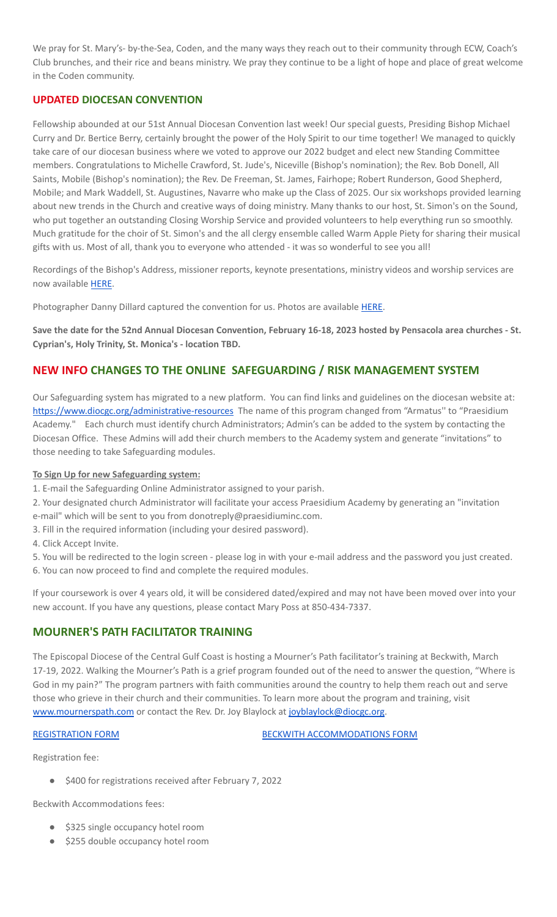We pray for St. Mary's- by-the-Sea, Coden, and the many ways they reach out to their community through ECW, Coach's Club brunches, and their rice and beans ministry. We pray they continue to be a light of hope and place of great welcome in the Coden community.

## UPDATED DIOCESAN CONVENTION

Fellowship abounded at our 51st Annual Diocesan Convention last week! Our special guests, Presiding Bishop Michael Curry and Dr. Bertice Berry, certainly brought the power of the Holy Spirit to our time together! We managed to quickly take care of our diocesan business where we voted to approve our 2022 budget and elect new Standing Committee members. Congratulations to Michelle Crawford, St. Jude's, Niceville (Bishop's nomination); the Rev. Bob Donell, All Saints, Mobile (Bishop's nomination); the Rev. De Freeman, St. James, Fairhope; Robert Runderson, Good Shepherd, Mobile; and Mark Waddell, St. Augustines, Navarre who make up the Class of 2025. Our six workshops provided learning about new trends in the Church and creative ways of doing ministry. Many thanks to our host, St. Simon's on the Sound, who put together an outstanding Closing Worship Service and provided volunteers to help everything run so smoothly. Much gratitude for the choir of St. Simon's and the all clergy ensemble called Warm Apple Piety for sharing their musical gifts with us. Most of all, thank you to everyone who attended - it was so wonderful to see you all!

Recordings of the Bishop's Address, missioner reports, keynote presentations, ministry videos and worship services are now available HERE.

Photographer Danny Dillard captured the convention for us. Photos are available HERE.

**Save the date for the 52nd Annual Diocesan Convention, February 16-18, 2023 hosted by Pensacola area churches - St. Cyprian's, Holy Trinity, St. Monica's - location TBD.**

## NEW INFO CHANGES TO THE ONLINE SAFEGUARDING / RISK MANAGEMENT SYSTEM

Our Safeguarding system has migrated to a new platform. You can find links and guidelines on the diocesan website at: https://www.diocgc.org/administrative-resources The name of this program changed from "Armatus'' to "Praesidium Academy." Each church must identify church Administrators; Admin's can be added to the system by contacting the Diocesan Office. These Admins will add their church members to the Academy system and generate "invitations" to those needing to take Safeguarding modules.

**To Sign Up for new Safeguarding system:**

1. E-mail the Safeguarding Online Administrator assigned to your parish.
2. Your designated church Administrator will facilitate your access Praesidium Academy by generating an "invitation e-mail" which will be sent to you from donotreply@praesidiuminc.com.
3. Fill in the required information (including your desired password).
4. Click Accept Invite.
5. You will be redirected to the login screen - please log in with your e-mail address and the password you just created.
6. You can now proceed to find and complete the required modules.

If your coursework is over 4 years old, it will be considered dated/expired and may not have been moved over into your new account. If you have any questions, please contact Mary Poss at 850-434-7337.

## MOURNER'S PATH FACILITATOR TRAINING

The Episcopal Diocese of the Central Gulf Coast is hosting a Mourner's Path facilitator's training at Beckwith, March 17-19, 2022. Walking the Mourner's Path is a grief program founded out of the need to answer the question, "Where is God in my pain?" The program partners with faith communities around the country to help them reach out and serve those who grieve in their church and their communities. To learn more about the program and training, visit www.mournerspath.com or contact the Rev. Dr. Joy Blaylock at joyblaylock@diocgc.org.

REGISTRATION FORM BECKWITH ACCOMMODATIONS FORM

Registration fee:

- $400 for registrations received after February 7, 2022

Beckwith Accommodations fees:

- $325 single occupancy hotel room
- $255 double occupancy hotel room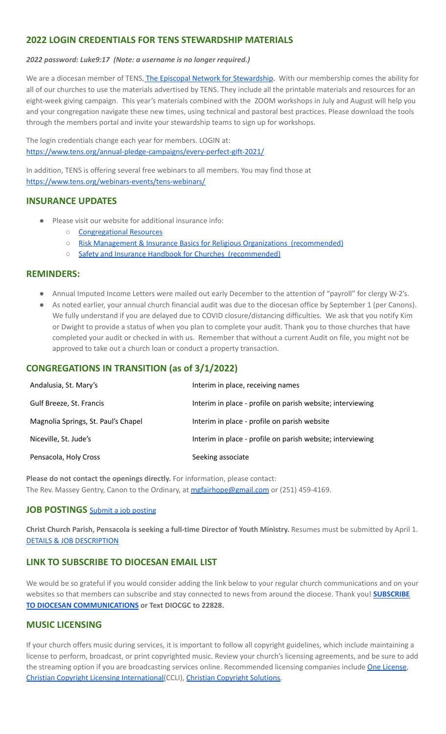## 2022 LOGIN CREDENTIALS FOR TENS STEWARDSHIP MATERIALS

***2022 password: Luke9:17 (Note: a username is no longer required.)***

We are a diocesan member of TENS, The Episcopal Network for Stewardship. With our membership comes the ability for all of our churches to use the materials advertised by TENS. They include all the printable materials and resources for an eight-week giving campaign. This year's materials combined with the ZOOM workshops in July and August will help you and your congregation navigate these new times, using technical and pastoral best practices. Please download the tools through the members portal and invite your stewardship teams to sign up for workshops.

The login credentials change each year for members. LOGIN at:
https://www.tens.org/annual-pledge-campaigns/every-perfect-gift-2021/

In addition, TENS is offering several free webinars to all members. You may find those at
https://www.tens.org/webinars-events/tens-webinars/

## INSURANCE UPDATES

- Please visit our website for additional insurance info:
  - Congregational Resources
  - Risk Management & Insurance Basics for Religious Organizations (recommended)
  - Safety and Insurance Handbook for Churches (recommended)

## REMINDERS:

- Annual Imputed Income Letters were mailed out early December to the attention of "payroll" for clergy W-2's.
- As noted earlier, your annual church financial audit was due to the diocesan office by September 1 (per Canons). We fully understand if you are delayed due to COVID closure/distancing difficulties. We ask that you notify Kim or Dwight to provide a status of when you plan to complete your audit. Thank you to those churches that have completed your audit or checked in with us. Remember that without a current Audit on file, you might not be approved to take out a church loan or conduct a property transaction.

## CONGREGATIONS IN TRANSITION (as of 3/1/2022)

| | |
|---|---|
| Andalusia, St. Mary's | Interim in place, receiving names |
| Gulf Breeze, St. Francis | Interim in place - profile on parish website; interviewing |
| Magnolia Springs, St. Paul's Chapel | Interim in place - profile on parish website |
| Niceville, St. Jude's | Interim in place - profile on parish website; interviewing |
| Pensacola, Holy Cross | Seeking associate |

**Please do not contact the openings directly.** For information, please contact:
The Rev. Massey Gentry, Canon to the Ordinary, at mgfairhope@gmail.com or (251) 459-4169.

## JOB POSTINGS Submit a job posting

**Christ Church Parish, Pensacola is seeking a full-time Director of Youth Ministry.** Resumes must be submitted by April 1. DETAILS & JOB DESCRIPTION

## LINK TO SUBSCRIBE TO DIOCESAN EMAIL LIST

We would be so grateful if you would consider adding the link below to your regular church communications and on your websites so that members can subscribe and stay connected to news from around the diocese. Thank you! **SUBSCRIBE TO DIOCESAN COMMUNICATIONS or Text DIOCGC to 22828.**

## MUSIC LICENSING

If your church offers music during services, it is important to follow all copyright guidelines, which include maintaining a license to perform, broadcast, or print copyrighted music. Review your church's licensing agreements, and be sure to add the streaming option if you are broadcasting services online. Recommended licensing companies include One License, Christian Copyright Licensing International(CCLI), Christian Copyright Solutions.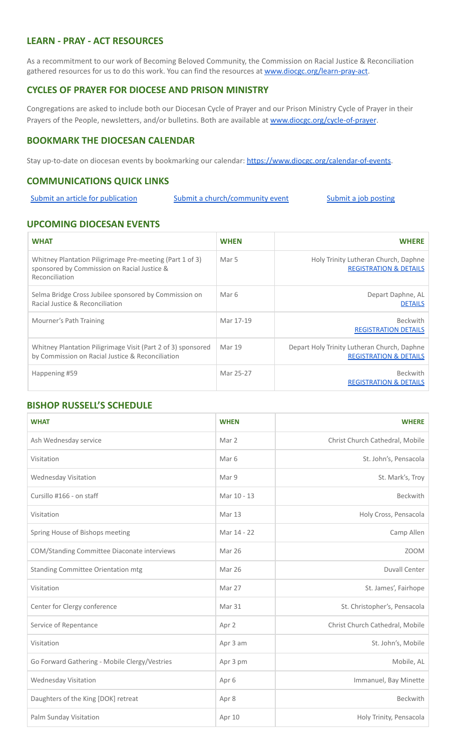## LEARN - PRAY - ACT RESOURCES

As a recommitment to our work of Becoming Beloved Community, the Commission on Racial Justice & Reconciliation gathered resources for us to do this work. You can find the resources at [www.diocgc.org/learn-pray-act](www.diocgc.org/learn-pray-act).

## CYCLES OF PRAYER FOR DIOCESE AND PRISON MINISTRY

Congregations are asked to include both our Diocesan Cycle of Prayer and our Prison Ministry Cycle of Prayer in their Prayers of the People, newsletters, and/or bulletins. Both are available at [www.diocgc.org/cycle-of-prayer](www.diocgc.org/cycle-of-prayer).

## BOOKMARK THE DIOCESAN CALENDAR

Stay up-to-date on diocesan events by bookmarking our calendar: [https://www.diocgc.org/calendar-of-events](https://www.diocgc.org/calendar-of-events).

## COMMUNICATIONS QUICK LINKS

Submit an article for publication | Submit a church/community event | Submit a job posting

## UPCOMING DIOCESAN EVENTS

| WHAT | WHEN | WHERE |
|---|---|---|
| Whitney Plantation Piligrimage Pre-meeting (Part 1 of 3) sponsored by Commission on Racial Justice & Reconciliation | Mar 5 | Holy Trinity Lutheran Church, Daphne REGISTRATION & DETAILS |
| Selma Bridge Cross Jubilee sponsored by Commission on Racial Justice & Reconciliation | Mar 6 | Depart Daphne, AL DETAILS |
| Mourner's Path Training | Mar 17-19 | Beckwith REGISTRATION DETAILS |
| Whitney Plantation Piligrimage Visit (Part 2 of 3) sponsored by Commission on Racial Justice & Reconciliation | Mar 19 | Depart Holy Trinity Lutheran Church, Daphne REGISTRATION & DETAILS |
| Happening #59 | Mar 25-27 | Beckwith REGISTRATION & DETAILS |

## BISHOP RUSSELL'S SCHEDULE

| WHAT | WHEN | WHERE |
|---|---|---|
| Ash Wednesday service | Mar 2 | Christ Church Cathedral, Mobile |
| Visitation | Mar 6 | St. John's, Pensacola |
| Wednesday Visitation | Mar 9 | St. Mark's, Troy |
| Cursillo #166 - on staff | Mar 10 - 13 | Beckwith |
| Visitation | Mar 13 | Holy Cross, Pensacola |
| Spring House of Bishops meeting | Mar 14 - 22 | Camp Allen |
| COM/Standing Committee Diaconate interviews | Mar 26 | ZOOM |
| Standing Committee Orientation mtg | Mar 26 | Duvall Center |
| Visitation | Mar 27 | St. James', Fairhope |
| Center for Clergy conference | Mar 31 | St. Christopher's, Pensacola |
| Service of Repentance | Apr 2 | Christ Church Cathedral, Mobile |
| Visitation | Apr 3 am | St. John's, Mobile |
| Go Forward Gathering - Mobile Clergy/Vestries | Apr 3 pm | Mobile, AL |
| Wednesday Visitation | Apr 6 | Immanuel, Bay Minette |
| Daughters of the King [DOK] retreat | Apr 8 | Beckwith |
| Palm Sunday Visitation | Apr 10 | Holy Trinity, Pensacola |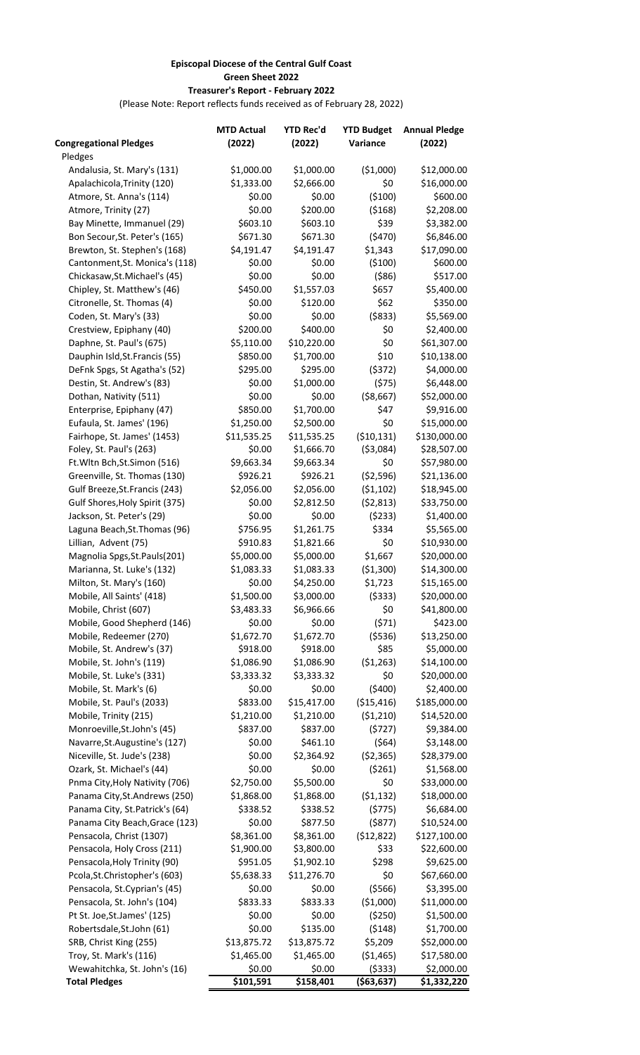**Episcopal Diocese of the Central Gulf Coast**
**Green Sheet 2022**
**Treasurer's Report - February 2022**

(Please Note: Report reflects funds received as of February 28, 2022)

| **Congregational Pledges** | **MTD Actual (2022)** | **YTD Rec'd (2022)** | **YTD Budget Variance** | **Annual Pledge (2022)** |
|---|---|---|---|---|
| Pledges | | | | |
| Andalusia, St. Mary's (131) | $1,000.00 | $1,000.00 | ($1,000) | $12,000.00 |
| Apalachicola,Trinity (120) | $1,333.00 | $2,666.00 | $0 | $16,000.00 |
| Atmore, St. Anna's (114) | $0.00 | $0.00 | ($100) | $600.00 |
| Atmore, Trinity (27) | $0.00 | $200.00 | ($168) | $2,208.00 |
| Bay Minette, Immanuel (29) | $603.10 | $603.10 | $39 | $3,382.00 |
| Bon Secour,St. Peter's (165) | $671.30 | $671.30 | ($470) | $6,846.00 |
| Brewton, St. Stephen's (168) | $4,191.47 | $4,191.47 | $1,343 | $17,090.00 |
| Cantonment,St. Monica's (118) | $0.00 | $0.00 | ($100) | $600.00 |
| Chickasaw,St.Michael's (45) | $0.00 | $0.00 | ($86) | $517.00 |
| Chipley, St. Matthew's (46) | $450.00 | $1,557.03 | $657 | $5,400.00 |
| Citronelle, St. Thomas (4) | $0.00 | $120.00 | $62 | $350.00 |
| Coden, St. Mary's (33) | $0.00 | $0.00 | ($833) | $5,569.00 |
| Crestview, Epiphany (40) | $200.00 | $400.00 | $0 | $2,400.00 |
| Daphne, St. Paul's (675) | $5,110.00 | $10,220.00 | $0 | $61,307.00 |
| Dauphin Isld,St.Francis (55) | $850.00 | $1,700.00 | $10 | $10,138.00 |
| DeFnk Spgs, St Agatha's (52) | $295.00 | $295.00 | ($372) | $4,000.00 |
| Destin, St. Andrew's (83) | $0.00 | $1,000.00 | ($75) | $6,448.00 |
| Dothan, Nativity (511) | $0.00 | $0.00 | ($8,667) | $52,000.00 |
| Enterprise, Epiphany (47) | $850.00 | $1,700.00 | $47 | $9,916.00 |
| Eufaula, St. James' (196) | $1,250.00 | $2,500.00 | $0 | $15,000.00 |
| Fairhope, St. James' (1453) | $11,535.25 | $11,535.25 | ($10,131) | $130,000.00 |
| Foley, St. Paul's (263) | $0.00 | $1,666.70 | ($3,084) | $28,507.00 |
| Ft.Wltn Bch,St.Simon (516) | $9,663.34 | $9,663.34 | $0 | $57,980.00 |
| Greenville, St. Thomas (130) | $926.21 | $926.21 | ($2,596) | $21,136.00 |
| Gulf Breeze,St.Francis (243) | $2,056.00 | $2,056.00 | ($1,102) | $18,945.00 |
| Gulf Shores,Holy Spirit (375) | $0.00 | $2,812.50 | ($2,813) | $33,750.00 |
| Jackson, St. Peter's (29) | $0.00 | $0.00 | ($233) | $1,400.00 |
| Laguna Beach,St.Thomas (96) | $756.95 | $1,261.75 | $334 | $5,565.00 |
| Lillian, Advent (75) | $910.83 | $1,821.66 | $0 | $10,930.00 |
| Magnolia Spgs,St.Pauls(201) | $5,000.00 | $5,000.00 | $1,667 | $20,000.00 |
| Marianna, St. Luke's (132) | $1,083.33 | $1,083.33 | ($1,300) | $14,300.00 |
| Milton, St. Mary's (160) | $0.00 | $4,250.00 | $1,723 | $15,165.00 |
| Mobile, All Saints' (418) | $1,500.00 | $3,000.00 | ($333) | $20,000.00 |
| Mobile, Christ (607) | $3,483.33 | $6,966.66 | $0 | $41,800.00 |
| Mobile, Good Shepherd (146) | $0.00 | $0.00 | ($71) | $423.00 |
| Mobile, Redeemer (270) | $1,672.70 | $1,672.70 | ($536) | $13,250.00 |
| Mobile, St. Andrew's (37) | $918.00 | $918.00 | $85 | $5,000.00 |
| Mobile, St. John's (119) | $1,086.90 | $1,086.90 | ($1,263) | $14,100.00 |
| Mobile, St. Luke's (331) | $3,333.32 | $3,333.32 | $0 | $20,000.00 |
| Mobile, St. Mark's (6) | $0.00 | $0.00 | ($400) | $2,400.00 |
| Mobile, St. Paul's (2033) | $833.00 | $15,417.00 | ($15,416) | $185,000.00 |
| Mobile, Trinity (215) | $1,210.00 | $1,210.00 | ($1,210) | $14,520.00 |
| Monroeville,St.John's (45) | $837.00 | $837.00 | ($727) | $9,384.00 |
| Navarre,St.Augustine's (127) | $0.00 | $461.10 | ($64) | $3,148.00 |
| Niceville, St. Jude's (238) | $0.00 | $2,364.92 | ($2,365) | $28,379.00 |
| Ozark, St. Michael's (44) | $0.00 | $0.00 | ($261) | $1,568.00 |
| Pnma City,Holy Nativity (706) | $2,750.00 | $5,500.00 | $0 | $33,000.00 |
| Panama City,St.Andrews (250) | $1,868.00 | $1,868.00 | ($1,132) | $18,000.00 |
| Panama City, St.Patrick's (64) | $338.52 | $338.52 | ($775) | $6,684.00 |
| Panama City Beach,Grace (123) | $0.00 | $877.50 | ($877) | $10,524.00 |
| Pensacola, Christ (1307) | $8,361.00 | $8,361.00 | ($12,822) | $127,100.00 |
| Pensacola, Holy Cross (211) | $1,900.00 | $3,800.00 | $33 | $22,600.00 |
| Pensacola,Holy Trinity (90) | $951.05 | $1,902.10 | $298 | $9,625.00 |
| Pcola,St.Christopher's (603) | $5,638.33 | $11,276.70 | $0 | $67,660.00 |
| Pensacola, St.Cyprian's (45) | $0.00 | $0.00 | ($566) | $3,395.00 |
| Pensacola, St. John's (104) | $833.33 | $833.33 | ($1,000) | $11,000.00 |
| Pt St. Joe,St.James' (125) | $0.00 | $0.00 | ($250) | $1,500.00 |
| Robertsdale,St.John (61) | $0.00 | $135.00 | ($148) | $1,700.00 |
| SRB, Christ King (255) | $13,875.72 | $13,875.72 | $5,209 | $52,000.00 |
| Troy, St. Mark's (116) | $1,465.00 | $1,465.00 | ($1,465) | $17,580.00 |
| Wewahitchka, St. John's (16) | $0.00 | $0.00 | ($333) | $2,000.00 |
| **Total Pledges** | **$101,591** | **$158,401** | **($63,637)** | **$1,332,220** |